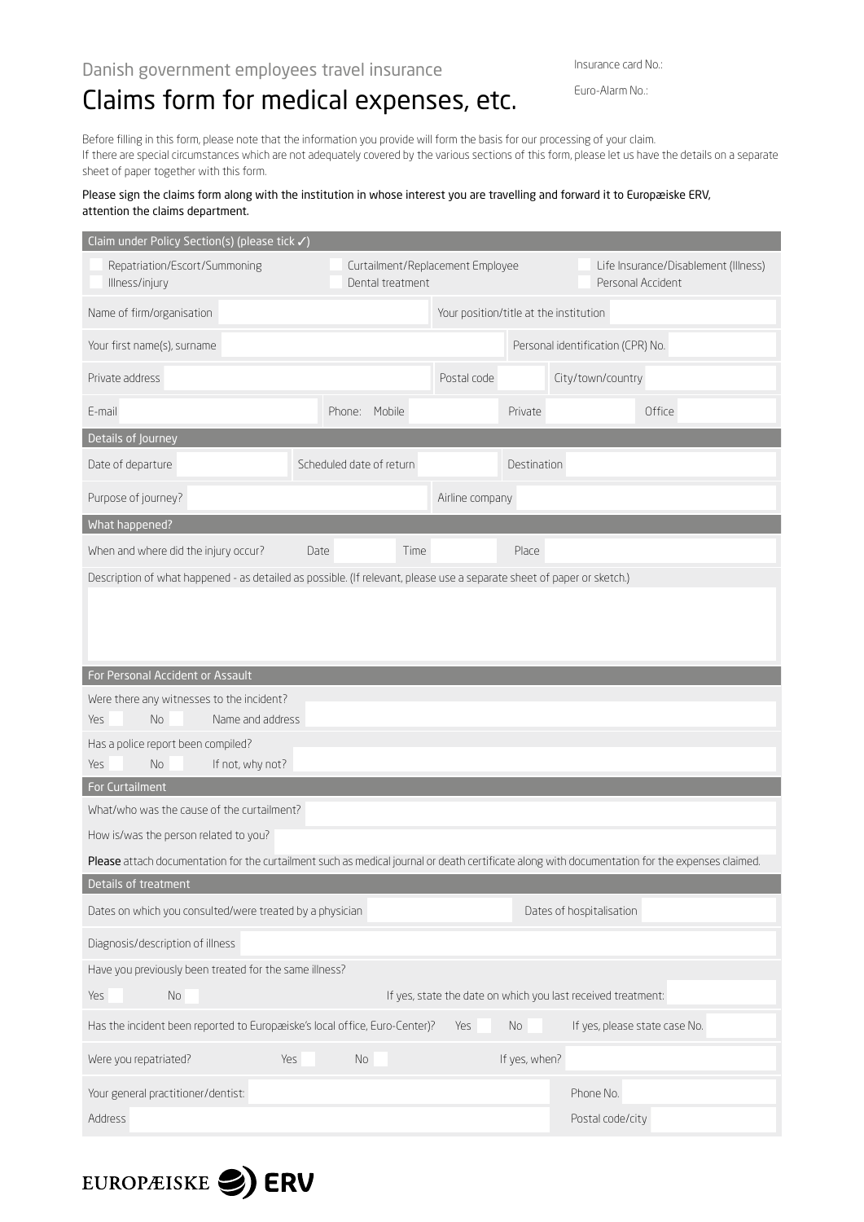Insurance card No.:

Euro-Alarm No.:

Danish government employees travel insurance

# Claims form for medical expenses, etc.

Before filling in this form, please note that the information you provide will form the basis for our processing of your claim.
If there are special circumstances which are not adequately covered by the various sections of this form, please let us have the details on a separate sheet of paper together with this form.

Please sign the claims form along with the institution in whose interest you are travelling and forward it to Europæiske ERV, attention the claims department.

## Claim under Policy Section(s) (please tick ✓)

- ☐ Repatriation/Escort/Summoning
- ☐ Illness/injury
- ☐ Curtailment/Replacement Employee
- ☐ Dental treatment
- ☐ Life Insurance/Disablement (Illness)
- ☐ Personal Accident

Name of firm/organisation: ____ Your position/title at the institution: ____

Your first name(s), surname: ____ Personal identification (CPR) No.: ____

Private address: ____ Postal code: ____ City/town/country: ____

E-mail: ____ Phone: Mobile: ____ Private: ____ Office: ____

## Details of Journey

Date of departure: ____ Scheduled date of return: ____ Destination: ____

Purpose of journey?: ____ Airline company: ____

## What happened?

When and where did the injury occur? Date: ____ Time: ____ Place: ____

Description of what happened - as detailed as possible. (If relevant, please use a separate sheet of paper or sketch.)

## For Personal Accident or Assault

Were there any witnesses to the incident?
Yes ☐ No ☐ Name and address: ____

Has a police report been compiled?
Yes ☐ No ☐ If not, why not? ____

## For Curtailment

What/who was the cause of the curtailment? ____

How is/was the person related to you? ____

**Please** attach documentation for the curtailment such as medical journal or death certificate along with documentation for the expenses claimed.

## Details of treatment

Dates on which you consulted/were treated by a physician: ____ Dates of hospitalisation: ____

Diagnosis/description of illness: ____

Have you previously been treated for the same illness?
Yes ☐ No ☐ If yes, state the date on which you last received treatment: ____

Has the incident been reported to Europæiske's local office, Euro-Center)? Yes ☐ No ☐ If yes, please state case No. ____

Were you repatriated? Yes ☐ No ☐ If yes, when? ____

Your general practitioner/dentist: ____ Phone No. ____

Address: ____ Postal code/city: ____

EUROPÆISKE ERV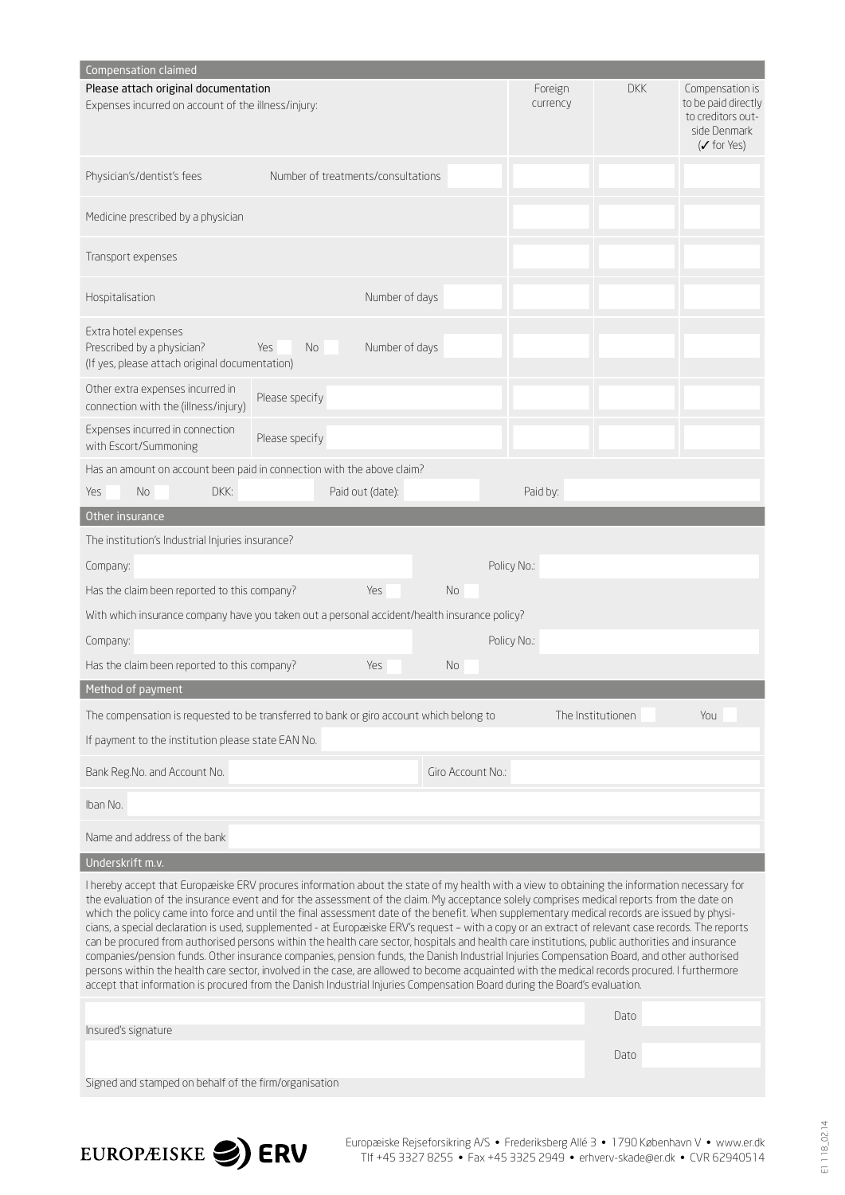## Compensation claimed

| Please attach original documentation<br>Expenses incurred on account of the illness/injury: | | Foreign currency | DKK | Compensation is to be paid directly to creditors outside Denmark (✓ for Yes) |
|---|---|---|---|---|
| Physician's/dentist's fees | Number of treatments/consultations | | | |
| Medicine prescribed by a physician | | | | |
| Transport expenses | | | | |
| Hospitalisation | Number of days | | | |
| Extra hotel expenses<br>Prescribed by a physician? Yes No<br>(If yes, please attach original documentation) | Number of days | | | |
| Other extra expenses incurred in connection with the (illness/injury) | Please specify | | | |
| Expenses incurred in connection with Escort/Summoning | Please specify | | | |

Has an amount on account been paid in connection with the above claim?

Yes No DKK: Paid out (date): Paid by:

## Other insurance

The institution's Industrial Injuries insurance?

Company: Policy No.:

Has the claim been reported to this company? Yes No

With which insurance company have you taken out a personal accident/health insurance policy?

Company: Policy No.:

Has the claim been reported to this company? Yes No

## Method of payment

The compensation is requested to be transferred to bank or giro account which belong to The Institutionen You

If payment to the institution please state EAN No.

Bank Reg.No. and Account No. Giro Account No.:

Iban No.

Name and address of the bank

## Underskrift m.v.

I hereby accept that Europæiske ERV procures information about the state of my health with a view to obtaining the information necessary for the evaluation of the insurance event and for the assessment of the claim. My acceptance solely comprises medical reports from the date on which the policy came into force and until the final assessment date of the benefit. When supplementary medical records are issued by physicians, a special declaration is used, supplemented - at Europæiske ERV's request – with a copy or an extract of relevant case records. The reports can be procured from authorised persons within the health care sector, hospitals and health care institutions, public authorities and insurance companies/pension funds. Other insurance companies, pension funds, the Danish Industrial Injuries Compensation Board, and other authorised persons within the health care sector, involved in the case, are allowed to become acquainted with the medical records procured. I furthermore accept that information is procured from the Danish Industrial Injuries Compensation Board during the Board's evaluation.

Insured's signature Dato

Signed and stamped on behalf of the firm/organisation Dato

EUROPÆISKE ERV

Europæiske Rejseforsikring A/S • Frederiksberg Allé 3 • 1790 København V • www.er.dk
Tlf +45 3327 8255 • Fax +45 3325 2949 • erhverv-skade@er.dk • CVR 62940514

EI 118_02.14